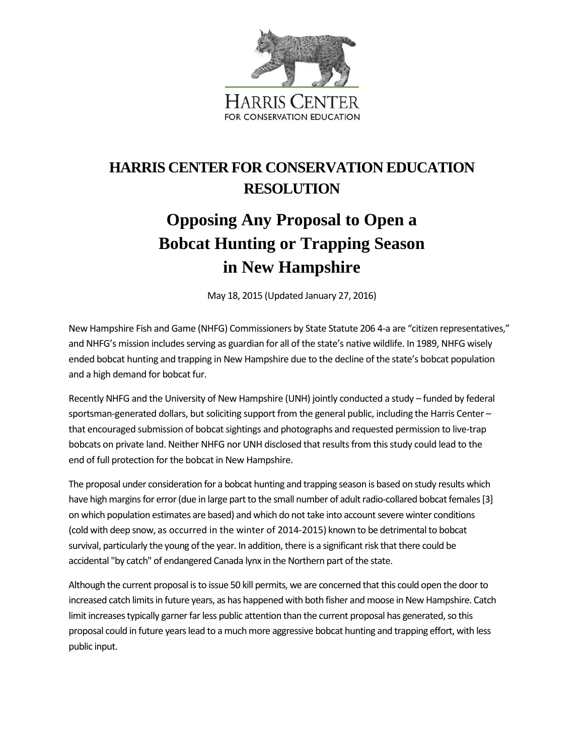HARRIS CENTER
FOR CONSERVATION EDUCATION

# HARRIS CENTER FOR CONSERVATION EDUCATION RESOLUTION

# Opposing Any Proposal to Open a Bobcat Hunting or Trapping Season in New Hampshire

May 18, 2015 (Updated January 27, 2016)

New Hampshire Fish and Game (NHFG) Commissioners by State Statute 206 4-a are "citizen representatives," and NHFG's mission includes serving as guardian for all of the state's native wildlife. In 1989, NHFG wisely ended bobcat hunting and trapping in New Hampshire due to the decline of the state's bobcat population and a high demand for bobcat fur.

Recently NHFG and the University of New Hampshire (UNH) jointly conducted a study – funded by federal sportsman-generated dollars, but soliciting support from the general public, including the Harris Center – that encouraged submission of bobcat sightings and photographs and requested permission to live-trap bobcats on private land. Neither NHFG nor UNH disclosed that results from this study could lead to the end of full protection for the bobcat in New Hampshire.

The proposal under consideration for a bobcat hunting and trapping season is based on study results which have high margins for error (due in large part to the small number of adult radio-collared bobcat females [3] on which population estimates are based) and which do not take into account severe winter conditions (cold with deep snow, as occurred in the winter of 2014-2015) known to be detrimental to bobcat survival, particularly the young of the year. In addition, there is a significant risk that there could be accidental "by catch" of endangered Canada lynx in the Northern part of the state.

Although the current proposal is to issue 50 kill permits, we are concerned that this could open the door to increased catch limits in future years, as has happened with both fisher and moose in New Hampshire. Catch limit increases typically garner far less public attention than the current proposal has generated, so this proposal could in future years lead to a much more aggressive bobcat hunting and trapping effort, with less public input.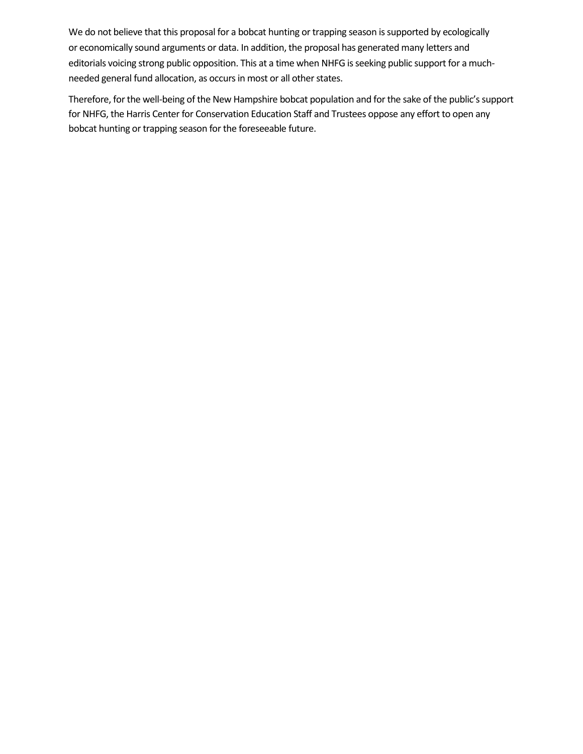We do not believe that this proposal for a bobcat hunting or trapping season is supported by ecologically or economically sound arguments or data. In addition, the proposal has generated many letters and editorials voicing strong public opposition. This at a time when NHFG is seeking public support for a much-needed general fund allocation, as occurs in most or all other states.

Therefore, for the well-being of the New Hampshire bobcat population and for the sake of the public's support for NHFG, the Harris Center for Conservation Education Staff and Trustees oppose any effort to open any bobcat hunting or trapping season for the foreseeable future.